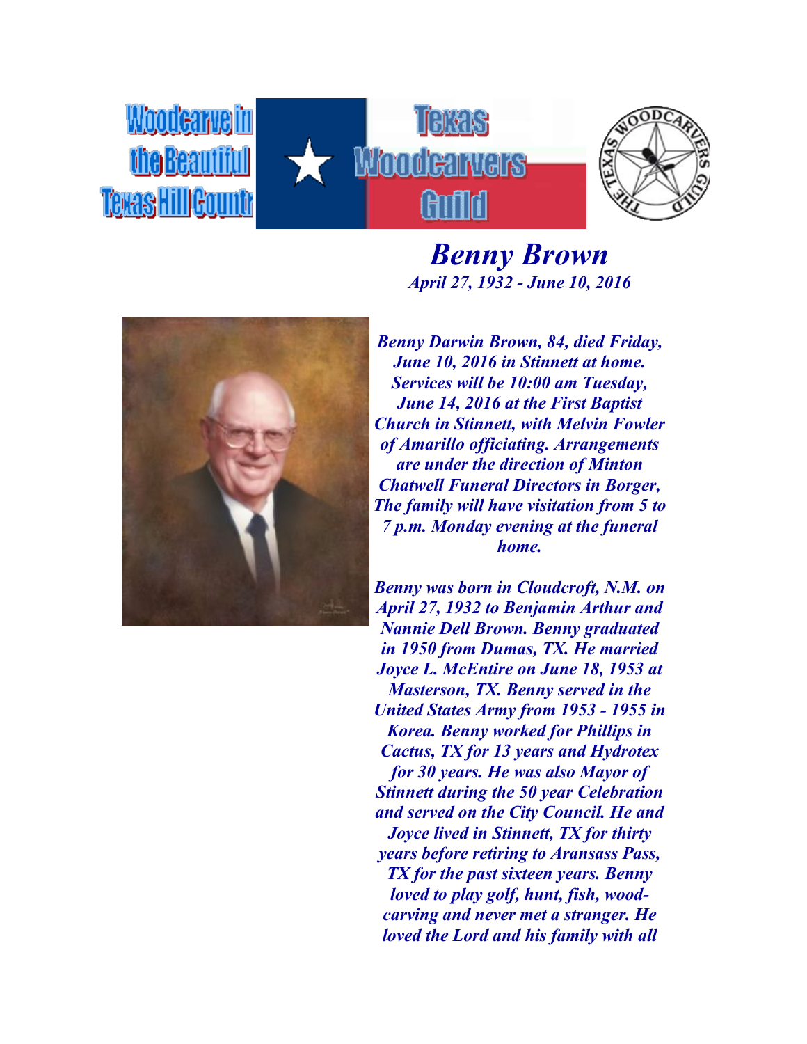Woodcarve in the Beautiful Texas Hill Countr

Texas Woodcarvers Guild

# *Benny Brown*

***April 27, 1932 - June 10, 2016***

***Benny Darwin Brown, 84, died Friday, June 10, 2016 in Stinnett at home. Services will be 10:00 am Tuesday, June 14, 2016 at the First Baptist Church in Stinnett, with Melvin Fowler of Amarillo officiating. Arrangements are under the direction of Minton Chatwell Funeral Directors in Borger, The family will have visitation from 5 to 7 p.m. Monday evening at the funeral home.***

***Benny was born in Cloudcroft, N.M. on April 27, 1932 to Benjamin Arthur and Nannie Dell Brown. Benny graduated in 1950 from Dumas, TX. He married Joyce L. McEntire on June 18, 1953 at Masterson, TX. Benny served in the United States Army from 1953 - 1955 in Korea. Benny worked for Phillips in Cactus, TX for 13 years and Hydrotex for 30 years. He was also Mayor of Stinnett during the 50 year Celebration and served on the City Council. He and Joyce lived in Stinnett, TX for thirty years before retiring to Aransass Pass, TX for the past sixteen years. Benny loved to play golf, hunt, fish, wood-carving and never met a stranger. He loved the Lord and his family with all***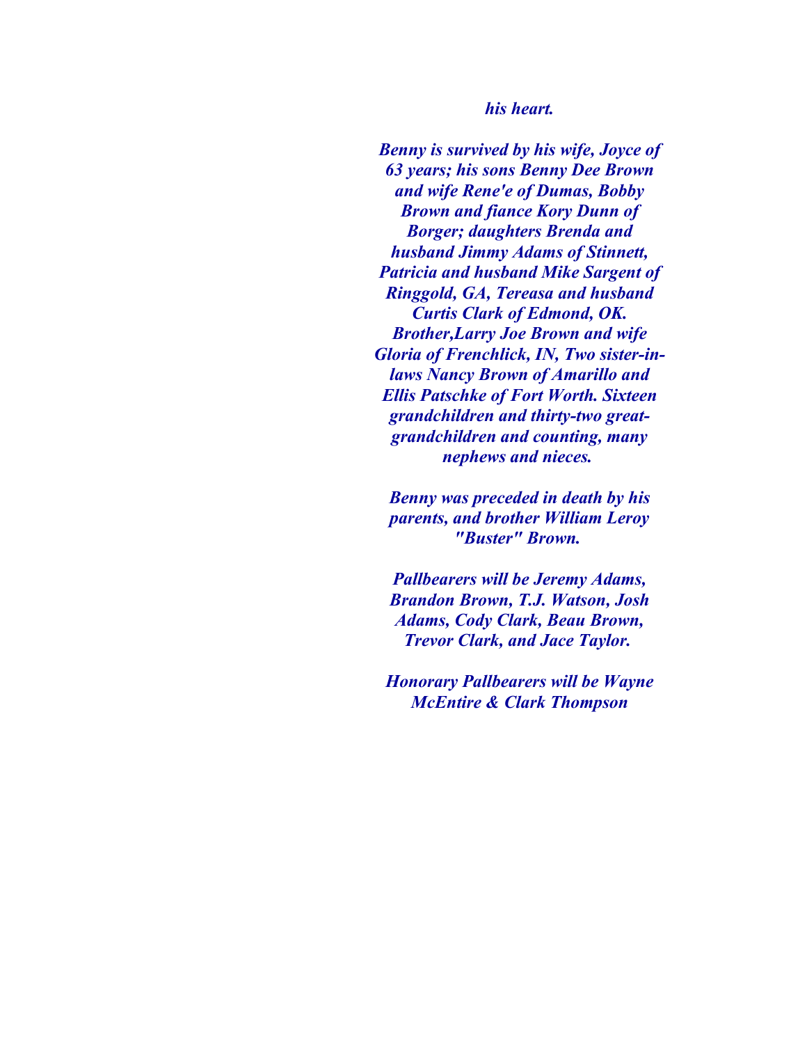***his heart.***

***Benny is survived by his wife, Joyce of 63 years; his sons Benny Dee Brown and wife Rene'e of Dumas, Bobby Brown and fiance Kory Dunn of Borger; daughters Brenda and husband Jimmy Adams of Stinnett, Patricia and husband Mike Sargent of Ringgold, GA, Tereasa and husband Curtis Clark of Edmond, OK. Brother,Larry Joe Brown and wife Gloria of Frenchlick, IN, Two sister-in-laws Nancy Brown of Amarillo and Ellis Patschke of Fort Worth. Sixteen grandchildren and thirty-two great-grandchildren and counting, many nephews and nieces.***

***Benny was preceded in death by his parents, and brother William Leroy "Buster" Brown.***

***Pallbearers will be Jeremy Adams, Brandon Brown, T.J. Watson, Josh Adams, Cody Clark, Beau Brown, Trevor Clark, and Jace Taylor.***

***Honorary Pallbearers will be Wayne McEntire & Clark Thompson***